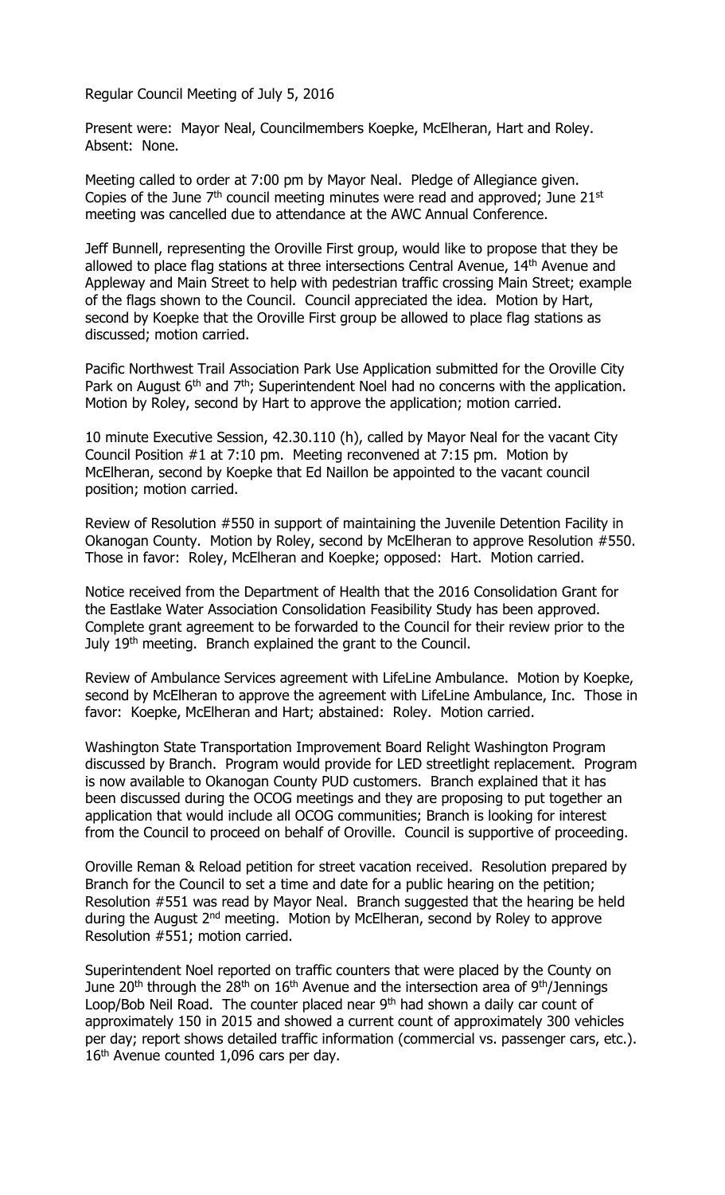Regular Council Meeting of July 5, 2016

Present were: Mayor Neal, Councilmembers Koepke, McElheran, Hart and Roley. Absent: None.

Meeting called to order at 7:00 pm by Mayor Neal. Pledge of Allegiance given. Copies of the June 7th council meeting minutes were read and approved; June 21st meeting was cancelled due to attendance at the AWC Annual Conference.

Jeff Bunnell, representing the Oroville First group, would like to propose that they be allowed to place flag stations at three intersections Central Avenue, 14th Avenue and Appleway and Main Street to help with pedestrian traffic crossing Main Street; example of the flags shown to the Council. Council appreciated the idea. Motion by Hart, second by Koepke that the Oroville First group be allowed to place flag stations as discussed; motion carried.

Pacific Northwest Trail Association Park Use Application submitted for the Oroville City Park on August 6th and 7th; Superintendent Noel had no concerns with the application. Motion by Roley, second by Hart to approve the application; motion carried.

10 minute Executive Session, 42.30.110 (h), called by Mayor Neal for the vacant City Council Position #1 at 7:10 pm. Meeting reconvened at 7:15 pm. Motion by McElheran, second by Koepke that Ed Naillon be appointed to the vacant council position; motion carried.

Review of Resolution #550 in support of maintaining the Juvenile Detention Facility in Okanogan County. Motion by Roley, second by McElheran to approve Resolution #550. Those in favor: Roley, McElheran and Koepke; opposed: Hart. Motion carried.

Notice received from the Department of Health that the 2016 Consolidation Grant for the Eastlake Water Association Consolidation Feasibility Study has been approved. Complete grant agreement to be forwarded to the Council for their review prior to the July 19th meeting. Branch explained the grant to the Council.

Review of Ambulance Services agreement with LifeLine Ambulance. Motion by Koepke, second by McElheran to approve the agreement with LifeLine Ambulance, Inc. Those in favor: Koepke, McElheran and Hart; abstained: Roley. Motion carried.

Washington State Transportation Improvement Board Relight Washington Program discussed by Branch. Program would provide for LED streetlight replacement. Program is now available to Okanogan County PUD customers. Branch explained that it has been discussed during the OCOG meetings and they are proposing to put together an application that would include all OCOG communities; Branch is looking for interest from the Council to proceed on behalf of Oroville. Council is supportive of proceeding.

Oroville Reman & Reload petition for street vacation received. Resolution prepared by Branch for the Council to set a time and date for a public hearing on the petition; Resolution #551 was read by Mayor Neal. Branch suggested that the hearing be held during the August 2nd meeting. Motion by McElheran, second by Roley to approve Resolution #551; motion carried.

Superintendent Noel reported on traffic counters that were placed by the County on June 20th through the 28th on 16th Avenue and the intersection area of 9th/Jennings Loop/Bob Neil Road. The counter placed near 9th had shown a daily car count of approximately 150 in 2015 and showed a current count of approximately 300 vehicles per day; report shows detailed traffic information (commercial vs. passenger cars, etc.). 16th Avenue counted 1,096 cars per day.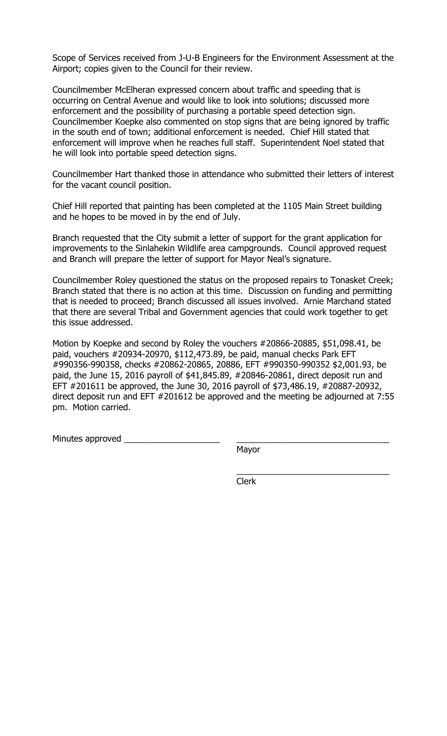Scope of Services received from J-U-B Engineers for the Environment Assessment at the Airport; copies given to the Council for their review.

Councilmember McElheran expressed concern about traffic and speeding that is occurring on Central Avenue and would like to look into solutions; discussed more enforcement and the possibility of purchasing a portable speed detection sign. Councilmember Koepke also commented on stop signs that are being ignored by traffic in the south end of town; additional enforcement is needed. Chief Hill stated that enforcement will improve when he reaches full staff. Superintendent Noel stated that he will look into portable speed detection signs.

Councilmember Hart thanked those in attendance who submitted their letters of interest for the vacant council position.

Chief Hill reported that painting has been completed at the 1105 Main Street building and he hopes to be moved in by the end of July.

Branch requested that the City submit a letter of support for the grant application for improvements to the Sinlahekin Wildlife area campgrounds. Council approved request and Branch will prepare the letter of support for Mayor Neal's signature.

Councilmember Roley questioned the status on the proposed repairs to Tonasket Creek; Branch stated that there is no action at this time. Discussion on funding and permitting that is needed to proceed; Branch discussed all issues involved. Arnie Marchand stated that there are several Tribal and Government agencies that could work together to get this issue addressed.

Motion by Koepke and second by Roley the vouchers #20866-20885, $51,098.41, be paid, vouchers #20934-20970, $112,473.89, be paid, manual checks Park EFT #990356-990358, checks #20862-20865, 20886, EFT #990350-990352 $2,001.93, be paid, the June 15, 2016 payroll of $41,845.89, #20846-20861, direct deposit run and EFT #201611 be approved, the June 30, 2016 payroll of $73,486.19, #20887-20932, direct deposit run and EFT #201612 be approved and the meeting be adjourned at 7:55 pm. Motion carried.

Minutes approved ____________________ ________________________________

Mayor

________________________________

Clerk